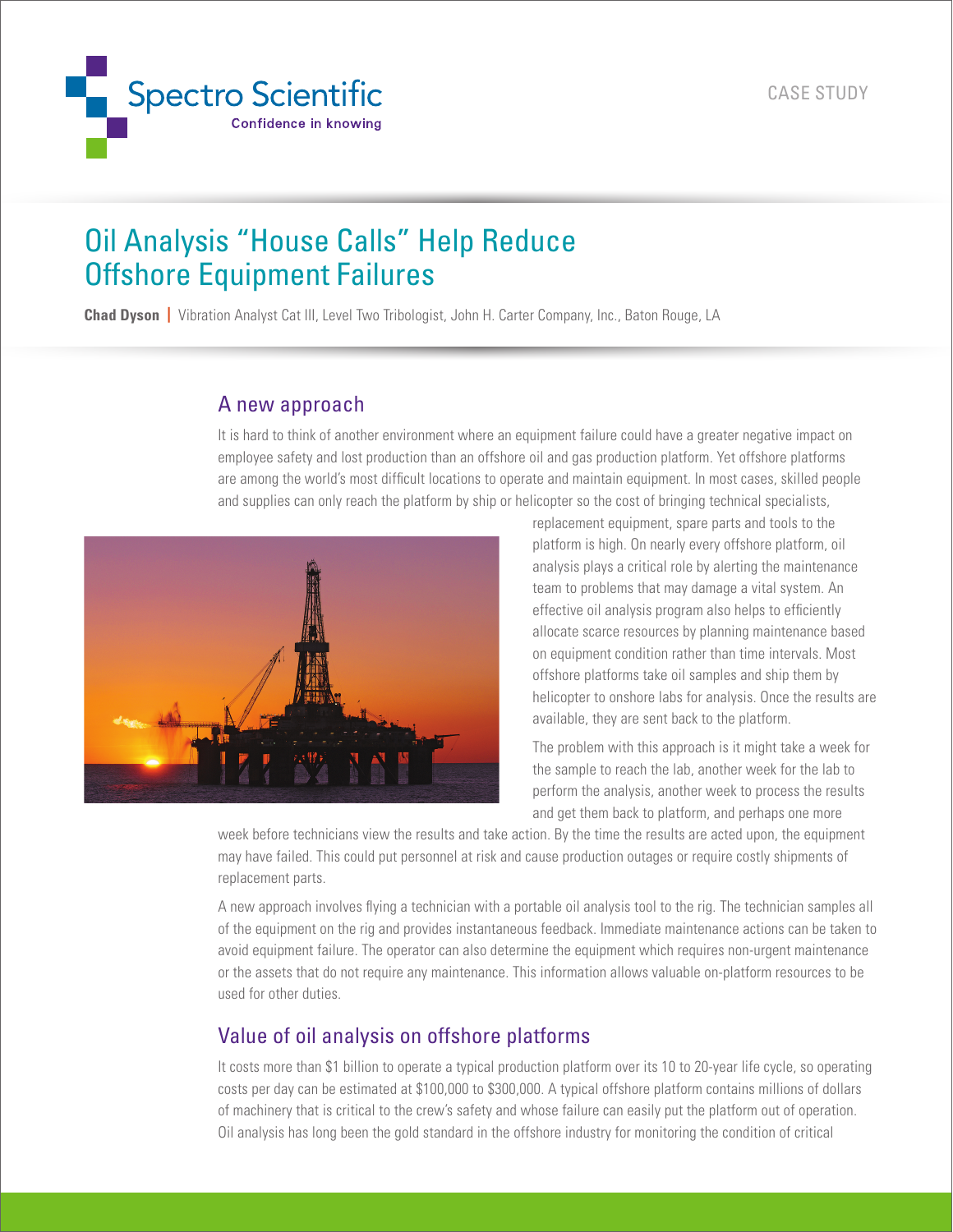Spectro Scientific
Confidence in knowing

CASE STUDY

# Oil Analysis "House Calls" Help Reduce Offshore Equipment Failures

**Chad Dyson** | Vibration Analyst Cat III, Level Two Tribologist, John H. Carter Company, Inc., Baton Rouge, LA

## A new approach

It is hard to think of another environment where an equipment failure could have a greater negative impact on employee safety and lost production than an offshore oil and gas production platform. Yet offshore platforms are among the world's most difficult locations to operate and maintain equipment. In most cases, skilled people and supplies can only reach the platform by ship or helicopter so the cost of bringing technical specialists, replacement equipment, spare parts and tools to the platform is high. On nearly every offshore platform, oil analysis plays a critical role by alerting the maintenance team to problems that may damage a vital system. An effective oil analysis program also helps to efficiently allocate scarce resources by planning maintenance based on equipment condition rather than time intervals. Most offshore platforms take oil samples and ship them by helicopter to onshore labs for analysis. Once the results are available, they are sent back to the platform.

The problem with this approach is it might take a week for the sample to reach the lab, another week for the lab to perform the analysis, another week to process the results and get them back to platform, and perhaps one more week before technicians view the results and take action. By the time the results are acted upon, the equipment may have failed. This could put personnel at risk and cause production outages or require costly shipments of replacement parts.

A new approach involves flying a technician with a portable oil analysis tool to the rig. The technician samples all of the equipment on the rig and provides instantaneous feedback. Immediate maintenance actions can be taken to avoid equipment failure. The operator can also determine the equipment which requires non-urgent maintenance or the assets that do not require any maintenance. This information allows valuable on-platform resources to be used for other duties.

## Value of oil analysis on offshore platforms

It costs more than $1 billion to operate a typical production platform over its 10 to 20-year life cycle, so operating costs per day can be estimated at $100,000 to $300,000. A typical offshore platform contains millions of dollars of machinery that is critical to the crew's safety and whose failure can easily put the platform out of operation. Oil analysis has long been the gold standard in the offshore industry for monitoring the condition of critical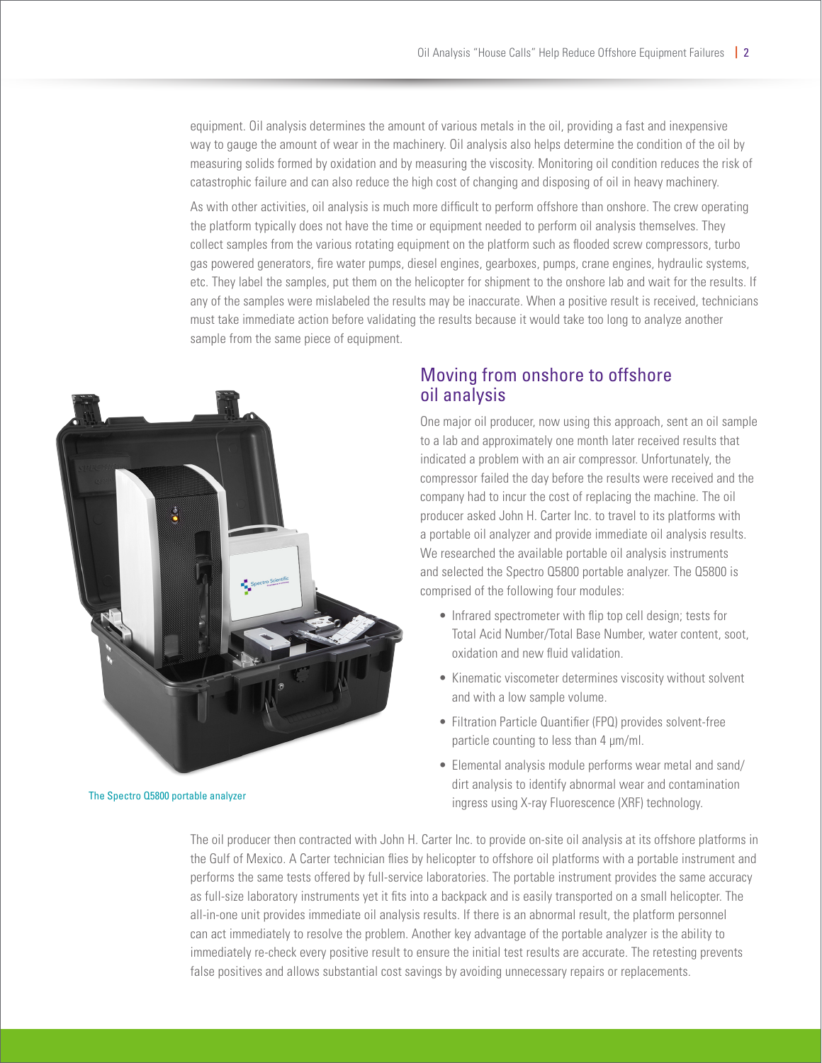equipment. Oil analysis determines the amount of various metals in the oil, providing a fast and inexpensive way to gauge the amount of wear in the machinery. Oil analysis also helps determine the condition of the oil by measuring solids formed by oxidation and by measuring the viscosity. Monitoring oil condition reduces the risk of catastrophic failure and can also reduce the high cost of changing and disposing of oil in heavy machinery.

As with other activities, oil analysis is much more difficult to perform offshore than onshore. The crew operating the platform typically does not have the time or equipment needed to perform oil analysis themselves. They collect samples from the various rotating equipment on the platform such as flooded screw compressors, turbo gas powered generators, fire water pumps, diesel engines, gearboxes, pumps, crane engines, hydraulic systems, etc. They label the samples, put them on the helicopter for shipment to the onshore lab and wait for the results. If any of the samples were mislabeled the results may be inaccurate. When a positive result is received, technicians must take immediate action before validating the results because it would take too long to analyze another sample from the same piece of equipment.

The Spectro Q5800 portable analyzer

## Moving from onshore to offshore oil analysis

One major oil producer, now using this approach, sent an oil sample to a lab and approximately one month later received results that indicated a problem with an air compressor. Unfortunately, the compressor failed the day before the results were received and the company had to incur the cost of replacing the machine. The oil producer asked John H. Carter Inc. to travel to its platforms with a portable oil analyzer and provide immediate oil analysis results. We researched the available portable oil analysis instruments and selected the Spectro Q5800 portable analyzer. The Q5800 is comprised of the following four modules:

- Infrared spectrometer with flip top cell design; tests for Total Acid Number/Total Base Number, water content, soot, oxidation and new fluid validation.
- Kinematic viscometer determines viscosity without solvent and with a low sample volume.
- Filtration Particle Quantifier (FPQ) provides solvent-free particle counting to less than 4 µm/ml.
- Elemental analysis module performs wear metal and sand/dirt analysis to identify abnormal wear and contamination ingress using X-ray Fluorescence (XRF) technology.

The oil producer then contracted with John H. Carter Inc. to provide on-site oil analysis at its offshore platforms in the Gulf of Mexico. A Carter technician flies by helicopter to offshore oil platforms with a portable instrument and performs the same tests offered by full-service laboratories. The portable instrument provides the same accuracy as full-size laboratory instruments yet it fits into a backpack and is easily transported on a small helicopter. The all-in-one unit provides immediate oil analysis results. If there is an abnormal result, the platform personnel can act immediately to resolve the problem. Another key advantage of the portable analyzer is the ability to immediately re-check every positive result to ensure the initial test results are accurate. The retesting prevents false positives and allows substantial cost savings by avoiding unnecessary repairs or replacements.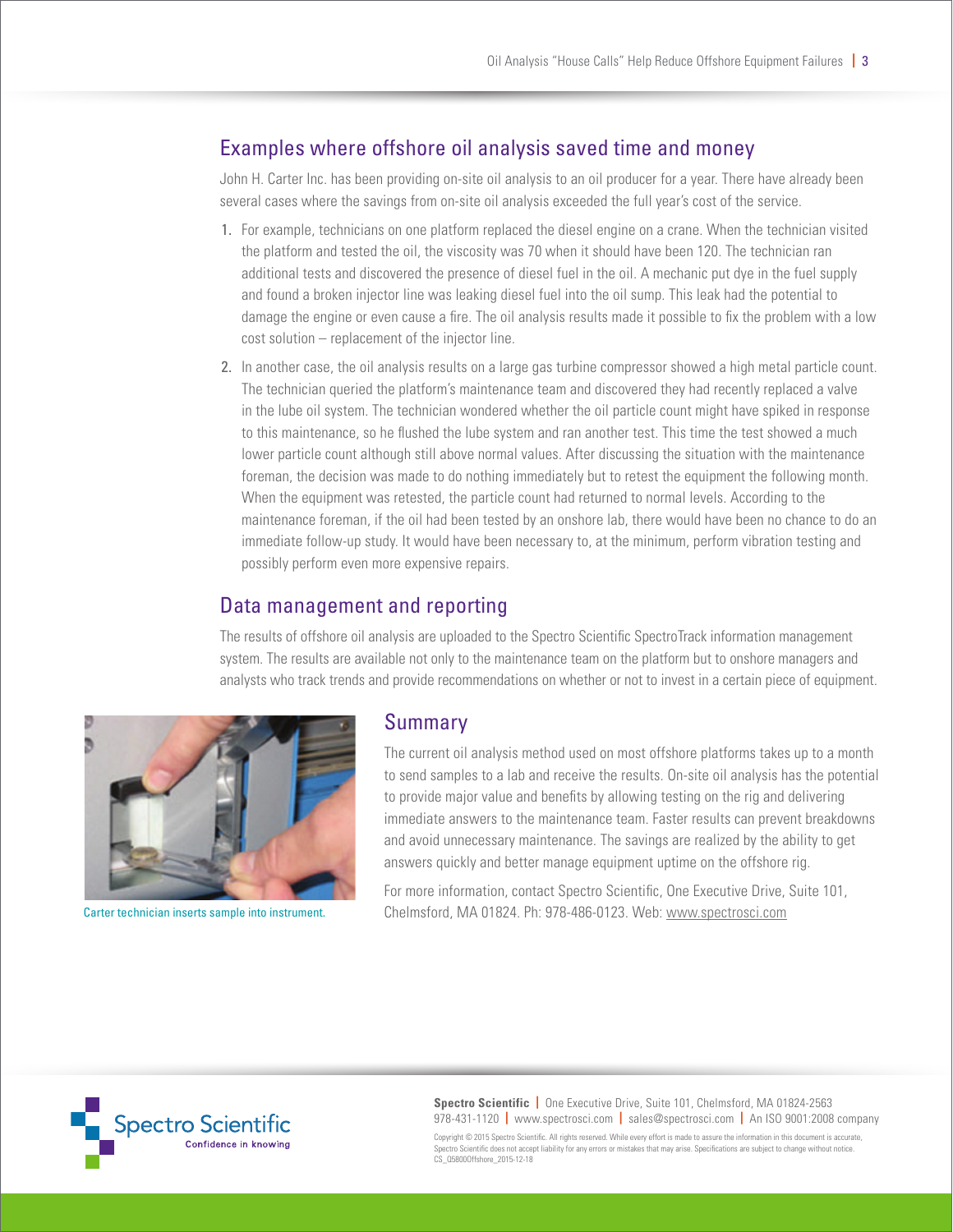## Examples where offshore oil analysis saved time and money

John H. Carter Inc. has been providing on-site oil analysis to an oil producer for a year. There have already been several cases where the savings from on-site oil analysis exceeded the full year's cost of the service.

1. For example, technicians on one platform replaced the diesel engine on a crane. When the technician visited the platform and tested the oil, the viscosity was 70 when it should have been 120. The technician ran additional tests and discovered the presence of diesel fuel in the oil. A mechanic put dye in the fuel supply and found a broken injector line was leaking diesel fuel into the oil sump. This leak had the potential to damage the engine or even cause a fire. The oil analysis results made it possible to fix the problem with a low cost solution – replacement of the injector line.
2. In another case, the oil analysis results on a large gas turbine compressor showed a high metal particle count. The technician queried the platform's maintenance team and discovered they had recently replaced a valve in the lube oil system. The technician wondered whether the oil particle count might have spiked in response to this maintenance, so he flushed the lube system and ran another test. This time the test showed a much lower particle count although still above normal values. After discussing the situation with the maintenance foreman, the decision was made to do nothing immediately but to retest the equipment the following month. When the equipment was retested, the particle count had returned to normal levels. According to the maintenance foreman, if the oil had been tested by an onshore lab, there would have been no chance to do an immediate follow-up study. It would have been necessary to, at the minimum, perform vibration testing and possibly perform even more expensive repairs.

## Data management and reporting

The results of offshore oil analysis are uploaded to the Spectro Scientific SpectroTrack information management system. The results are available not only to the maintenance team on the platform but to onshore managers and analysts who track trends and provide recommendations on whether or not to invest in a certain piece of equipment.

Carter technician inserts sample into instrument.

## Summary

The current oil analysis method used on most offshore platforms takes up to a month to send samples to a lab and receive the results. On-site oil analysis has the potential to provide major value and benefits by allowing testing on the rig and delivering immediate answers to the maintenance team. Faster results can prevent breakdowns and avoid unnecessary maintenance. The savings are realized by the ability to get answers quickly and better manage equipment uptime on the offshore rig.

For more information, contact Spectro Scientific, One Executive Drive, Suite 101, Chelmsford, MA 01824. Ph: 978-486-0123. Web: www.spectrosci.com

Spectro Scientific
Confidence in knowing

**Spectro Scientific** | One Executive Drive, Suite 101, Chelmsford, MA 01824-2563
978-431-1120 | www.spectrosci.com | sales@spectrosci.com | An ISO 9001:2008 company

Copyright © 2015 Spectro Scientific. All rights reserved. While every effort is made to assure the information in this document is accurate, Spectro Scientific does not accept liability for any errors or mistakes that may arise. Specifications are subject to change without notice.
CS_Q5800Offshore_2015-12-18